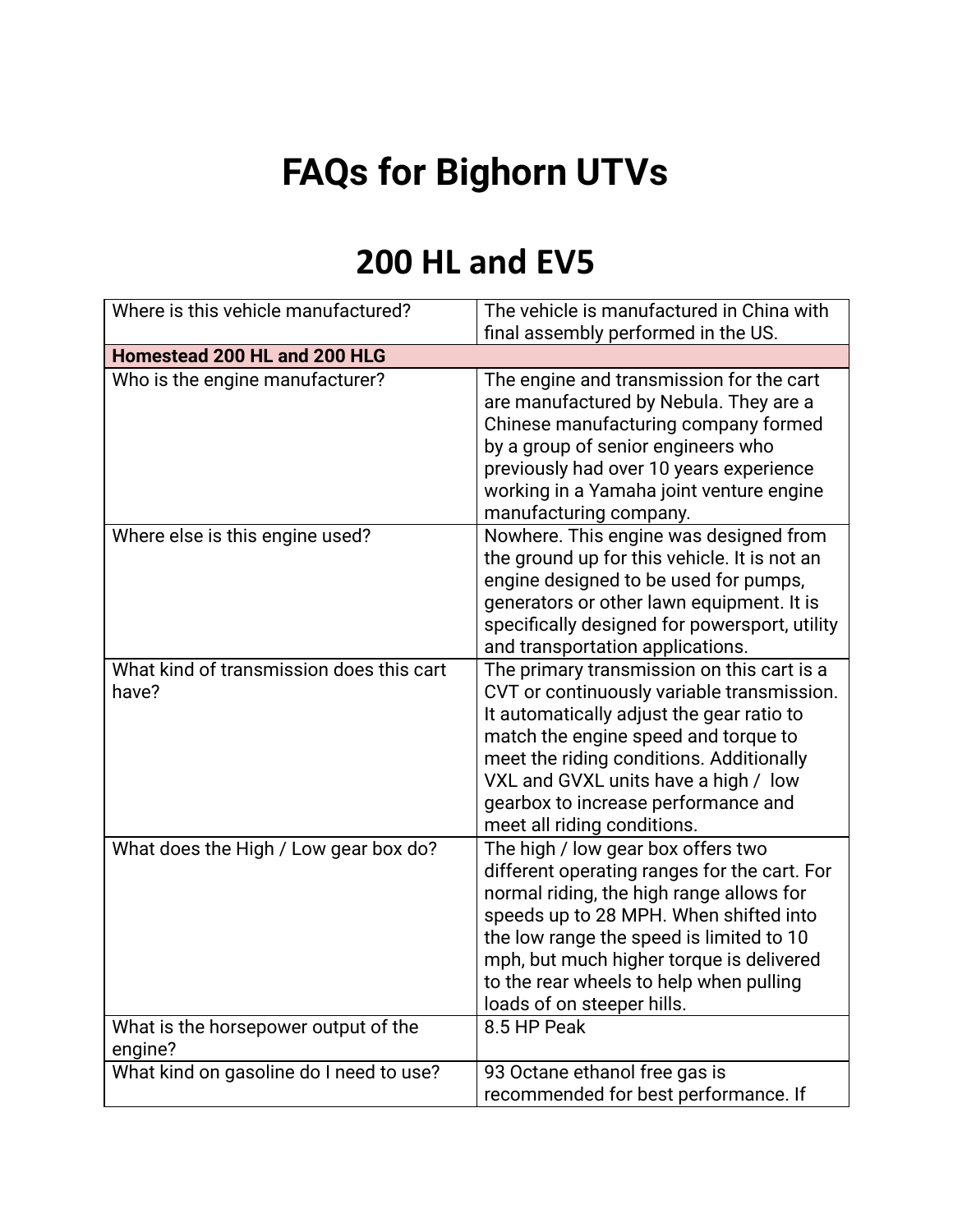# FAQs for Bighorn UTVs

## 200 HL and EV5

| | |
|---|---|
| Where is this vehicle manufactured? | The vehicle is manufactured in China with final assembly performed in the US. |
| **Homestead 200 HL and 200 HLG** | |
| Who is the engine manufacturer? | The engine and transmission for the cart are manufactured by Nebula. They are a Chinese manufacturing company formed by a group of senior engineers who previously had over 10 years experience working in a Yamaha joint venture engine manufacturing company. |
| Where else is this engine used? | Nowhere. This engine was designed from the ground up for this vehicle. It is not an engine designed to be used for pumps, generators or other lawn equipment. It is specifically designed for powersport, utility and transportation applications. |
| What kind of transmission does this cart have? | The primary transmission on this cart is a CVT or continuously variable transmission. It automatically adjust the gear ratio to match the engine speed and torque to meet the riding conditions. Additionally VXL and GVXL units have a high / low gearbox to increase performance and meet all riding conditions. |
| What does the High / Low gear box do? | The high / low gear box offers two different operating ranges for the cart. For normal riding, the high range allows for speeds up to 28 MPH. When shifted into the low range the speed is limited to 10 mph, but much higher torque is delivered to the rear wheels to help when pulling loads of on steeper hills. |
| What is the horsepower output of the engine? | 8.5 HP Peak |
| What kind on gasoline do I need to use? | 93 Octane ethanol free gas is recommended for best performance. If |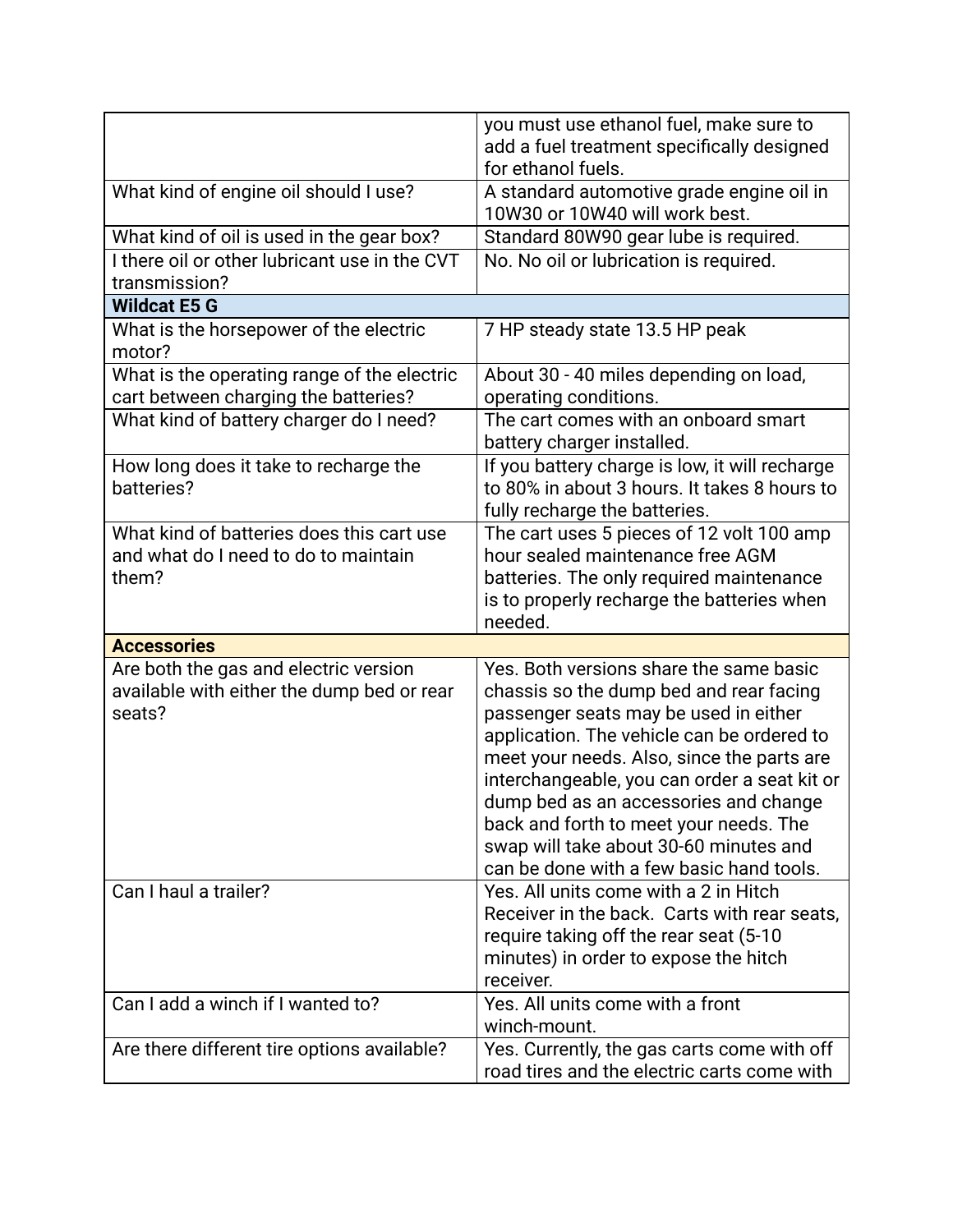| | |
|---|---|
| | you must use ethanol fuel, make sure to add a fuel treatment specifically designed for ethanol fuels. |
| What kind of engine oil should I use? | A standard automotive grade engine oil in 10W30 or 10W40 will work best. |
| What kind of oil is used in the gear box? | Standard 80W90 gear lube is required. |
| I there oil or other lubricant use in the CVT transmission? | No. No oil or lubrication is required. |
| **Wildcat E5 G** | |
| What is the horsepower of the electric motor? | 7 HP steady state 13.5 HP peak |
| What is the operating range of the electric cart between charging the batteries? | About 30 - 40 miles depending on load, operating conditions. |
| What kind of battery charger do I need? | The cart comes with an onboard smart battery charger installed. |
| How long does it take to recharge the batteries? | If you battery charge is low, it will recharge to 80% in about 3 hours. It takes 8 hours to fully recharge the batteries. |
| What kind of batteries does this cart use and what do I need to do to maintain them? | The cart uses 5 pieces of 12 volt 100 amp hour sealed maintenance free AGM batteries. The only required maintenance is to properly recharge the batteries when needed. |
| **Accessories** | |
| Are both the gas and electric version available with either the dump bed or rear seats? | Yes. Both versions share the same basic chassis so the dump bed and rear facing passenger seats may be used in either application. The vehicle can be ordered to meet your needs. Also, since the parts are interchangeable, you can order a seat kit or dump bed as an accessories and change back and forth to meet your needs. The swap will take about 30-60 minutes and can be done with a few basic hand tools. |
| Can I haul a trailer? | Yes. All units come with a 2 in Hitch Receiver in the back. Carts with rear seats, require taking off the rear seat (5-10 minutes) in order to expose the hitch receiver. |
| Can I add a winch if I wanted to? | Yes. All units come with a front winch-mount. |
| Are there different tire options available? | Yes. Currently, the gas carts come with off road tires and the electric carts come with |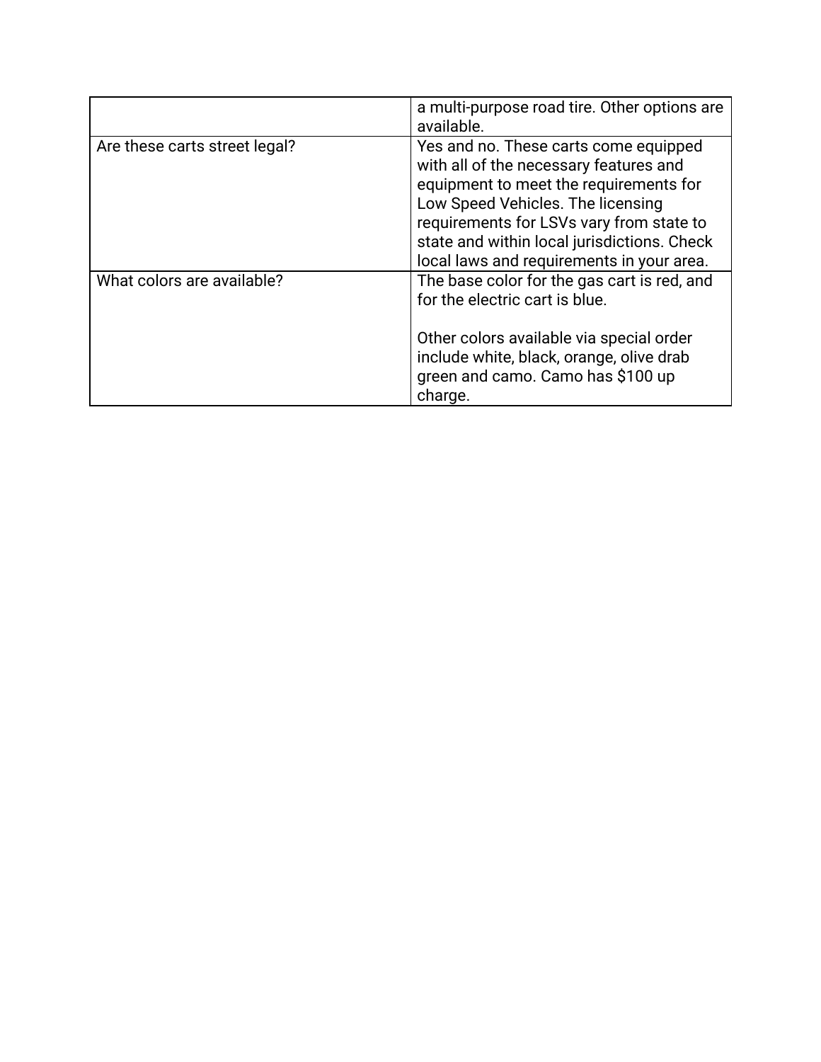| | |
|---|---|
| | a multi-purpose road tire. Other options are available. |
| Are these carts street legal? | Yes and no. These carts come equipped with all of the necessary features and equipment to meet the requirements for Low Speed Vehicles. The licensing requirements for LSVs vary from state to state and within local jurisdictions. Check local laws and requirements in your area. |
| What colors are available? | The base color for the gas cart is red, and for the electric cart is blue.<br><br>Other colors available via special order include white, black, orange, olive drab green and camo. Camo has $100 up charge. |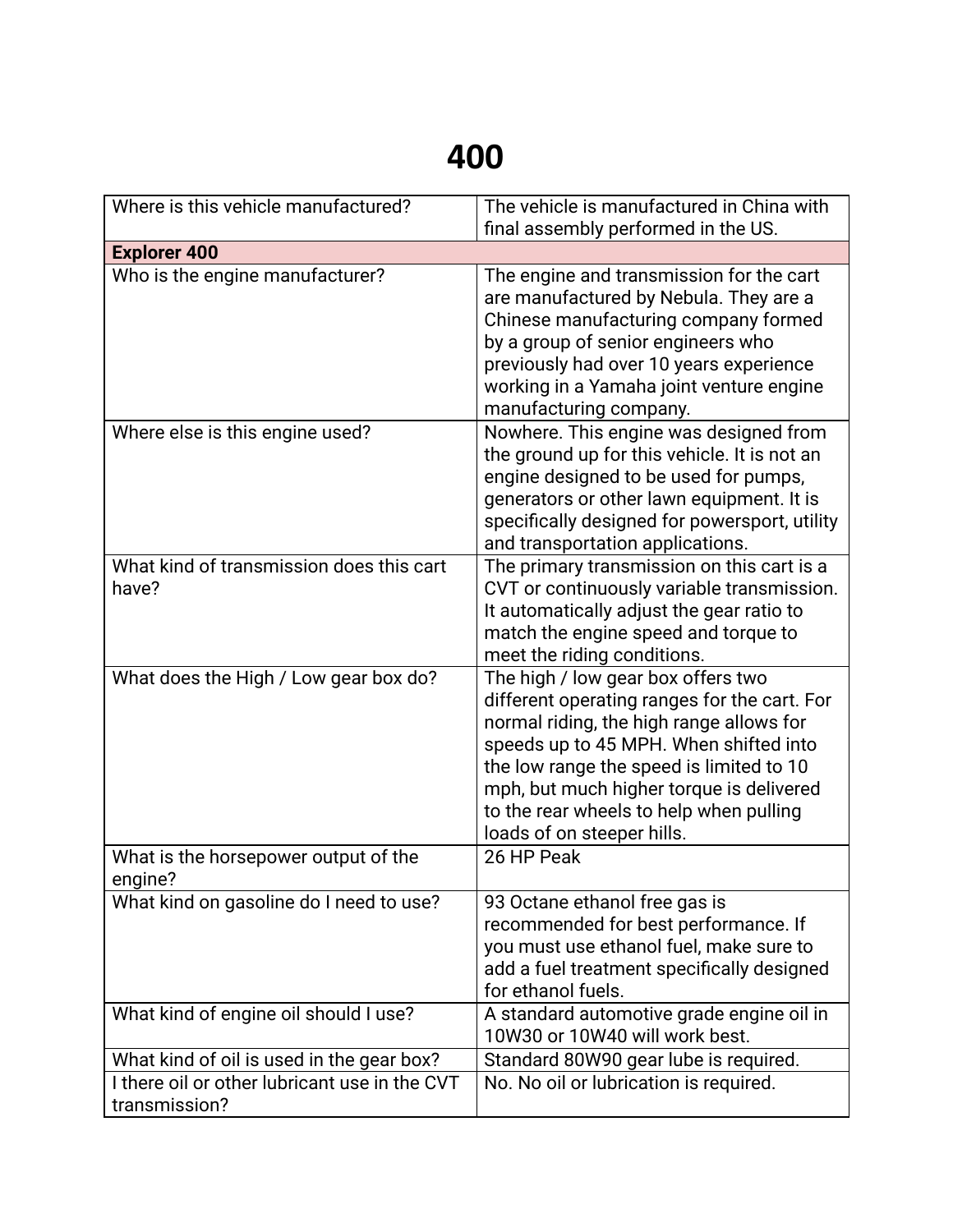# 400

| Where is this vehicle manufactured? | The vehicle is manufactured in China with final assembly performed in the US. |
| --- | --- |
| **Explorer 400** | |
| Who is the engine manufacturer? | The engine and transmission for the cart are manufactured by Nebula. They are a Chinese manufacturing company formed by a group of senior engineers who previously had over 10 years experience working in a Yamaha joint venture engine manufacturing company. |
| Where else is this engine used? | Nowhere. This engine was designed from the ground up for this vehicle. It is not an engine designed to be used for pumps, generators or other lawn equipment. It is specifically designed for powersport, utility and transportation applications. |
| What kind of transmission does this cart have? | The primary transmission on this cart is a CVT or continuously variable transmission. It automatically adjust the gear ratio to match the engine speed and torque to meet the riding conditions. |
| What does the High / Low gear box do? | The high / low gear box offers two different operating ranges for the cart. For normal riding, the high range allows for speeds up to 45 MPH. When shifted into the low range the speed is limited to 10 mph, but much higher torque is delivered to the rear wheels to help when pulling loads of on steeper hills. |
| What is the horsepower output of the engine? | 26 HP Peak |
| What kind on gasoline do I need to use? | 93 Octane ethanol free gas is recommended for best performance. If you must use ethanol fuel, make sure to add a fuel treatment specifically designed for ethanol fuels. |
| What kind of engine oil should I use? | A standard automotive grade engine oil in 10W30 or 10W40 will work best. |
| What kind of oil is used in the gear box? | Standard 80W90 gear lube is required. |
| I there oil or other lubricant use in the CVT transmission? | No. No oil or lubrication is required. |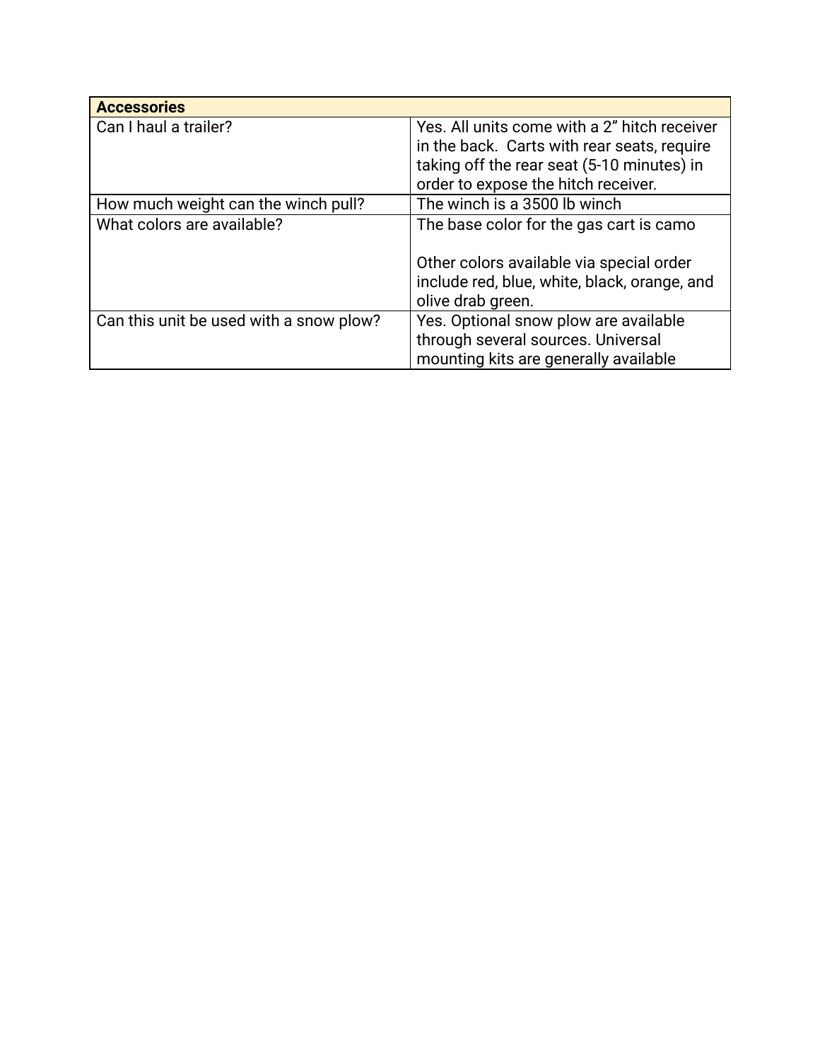| Accessories | |
| --- | --- |
| Can I haul a trailer? | Yes. All units come with a 2” hitch receiver in the back.  Carts with rear seats, require taking off the rear seat (5-10 minutes) in order to expose the hitch receiver. |
| How much weight can the winch pull? | The winch is a 3500 lb winch |
| What colors are available? | The base color for the gas cart is camo<br><br>Other colors available via special order include red, blue, white, black, orange, and olive drab green. |
| Can this unit be used with a snow plow? | Yes. Optional snow plow are available through several sources. Universal mounting kits are generally available |